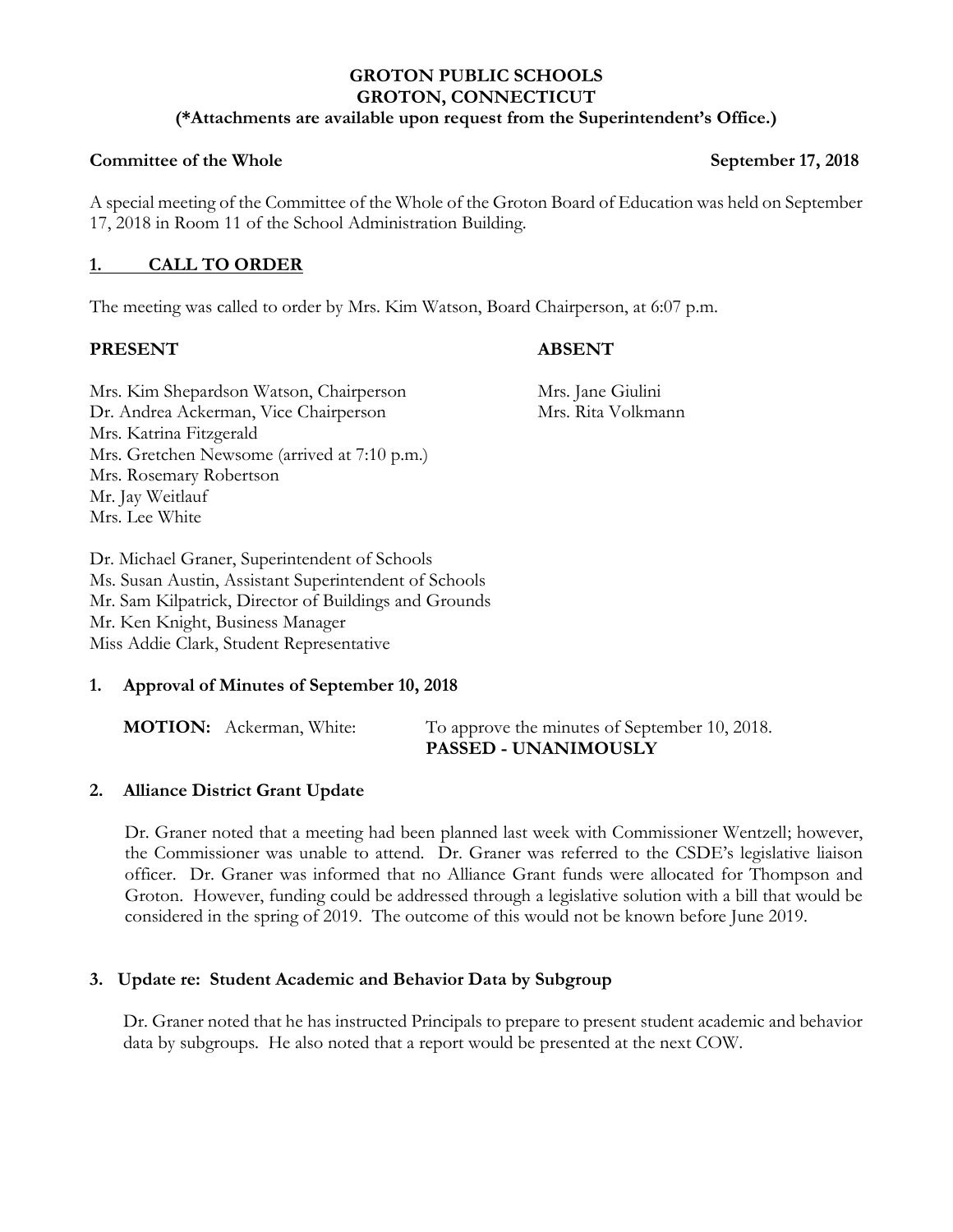**GROTON PUBLIC SCHOOLS**
**GROTON, CONNECTICUT**
**(*Attachments are available upon request from the Superintendent's Office.)**

**Committee of the Whole** **September 17, 2018**

A special meeting of the Committee of the Whole of the Groton Board of Education was held on September 17, 2018 in Room 11 of the School Administration Building.

## 1. CALL TO ORDER

The meeting was called to order by Mrs. Kim Watson, Board Chairperson, at 6:07 p.m.

**PRESENT**

Mrs. Kim Shepardson Watson, Chairperson
Dr. Andrea Ackerman, Vice Chairperson
Mrs. Katrina Fitzgerald
Mrs. Gretchen Newsome (arrived at 7:10 p.m.)
Mrs. Rosemary Robertson
Mr. Jay Weitlauf
Mrs. Lee White

**ABSENT**

Mrs. Jane Giulini
Mrs. Rita Volkmann

Dr. Michael Graner, Superintendent of Schools
Ms. Susan Austin, Assistant Superintendent of Schools
Mr. Sam Kilpatrick, Director of Buildings and Grounds
Mr. Ken Knight, Business Manager
Miss Addie Clark, Student Representative

### 1. Approval of Minutes of September 10, 2018

**MOTION:** Ackerman, White: To approve the minutes of September 10, 2018.
**PASSED - UNANIMOUSLY**

### 2. Alliance District Grant Update

Dr. Graner noted that a meeting had been planned last week with Commissioner Wentzell; however, the Commissioner was unable to attend. Dr. Graner was referred to the CSDE's legislative liaison officer. Dr. Graner was informed that no Alliance Grant funds were allocated for Thompson and Groton. However, funding could be addressed through a legislative solution with a bill that would be considered in the spring of 2019. The outcome of this would not be known before June 2019.

### 3. Update re: Student Academic and Behavior Data by Subgroup

Dr. Graner noted that he has instructed Principals to prepare to present student academic and behavior data by subgroups. He also noted that a report would be presented at the next COW.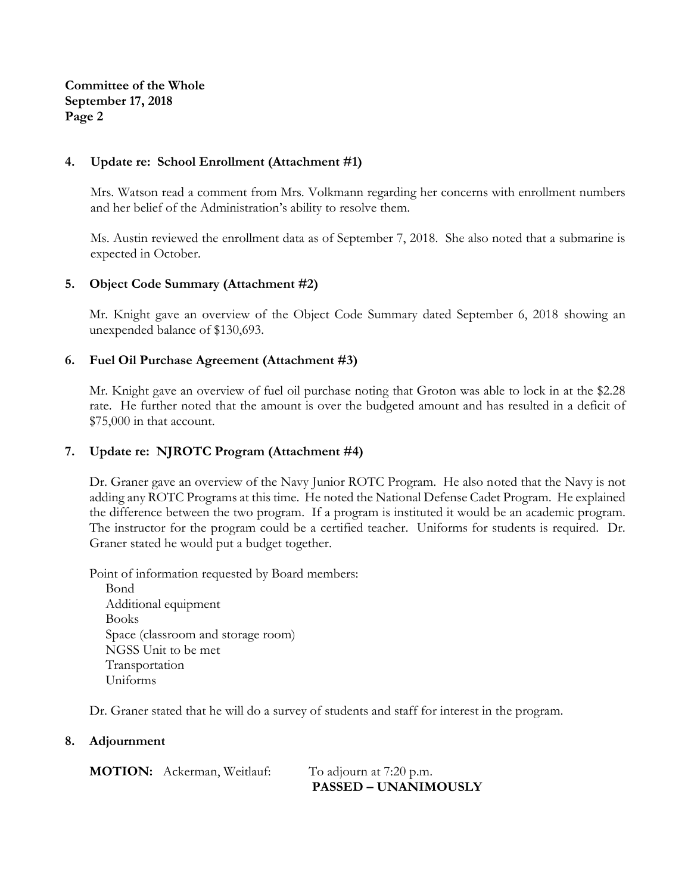**4. Update re: School Enrollment (Attachment #1)**

Mrs. Watson read a comment from Mrs. Volkmann regarding her concerns with enrollment numbers and her belief of the Administration's ability to resolve them.

Ms. Austin reviewed the enrollment data as of September 7, 2018. She also noted that a submarine is expected in October.

**5. Object Code Summary (Attachment #2)**

Mr. Knight gave an overview of the Object Code Summary dated September 6, 2018 showing an unexpended balance of $130,693.

**6. Fuel Oil Purchase Agreement (Attachment #3)**

Mr. Knight gave an overview of fuel oil purchase noting that Groton was able to lock in at the $2.28 rate. He further noted that the amount is over the budgeted amount and has resulted in a deficit of $75,000 in that account.

**7. Update re: NJROTC Program (Attachment #4)**

Dr. Graner gave an overview of the Navy Junior ROTC Program. He also noted that the Navy is not adding any ROTC Programs at this time. He noted the National Defense Cadet Program. He explained the difference between the two program. If a program is instituted it would be an academic program. The instructor for the program could be a certified teacher. Uniforms for students is required. Dr. Graner stated he would put a budget together.

Point of information requested by Board members:

- Bond
- Additional equipment
- Books
- Space (classroom and storage room)
- NGSS Unit to be met
- Transportation
- Uniforms

Dr. Graner stated that he will do a survey of students and staff for interest in the program.

**8. Adjournment**

**MOTION:** Ackerman, Weitlauf: To adjourn at 7:20 p.m.
**PASSED – UNANIMOUSLY**